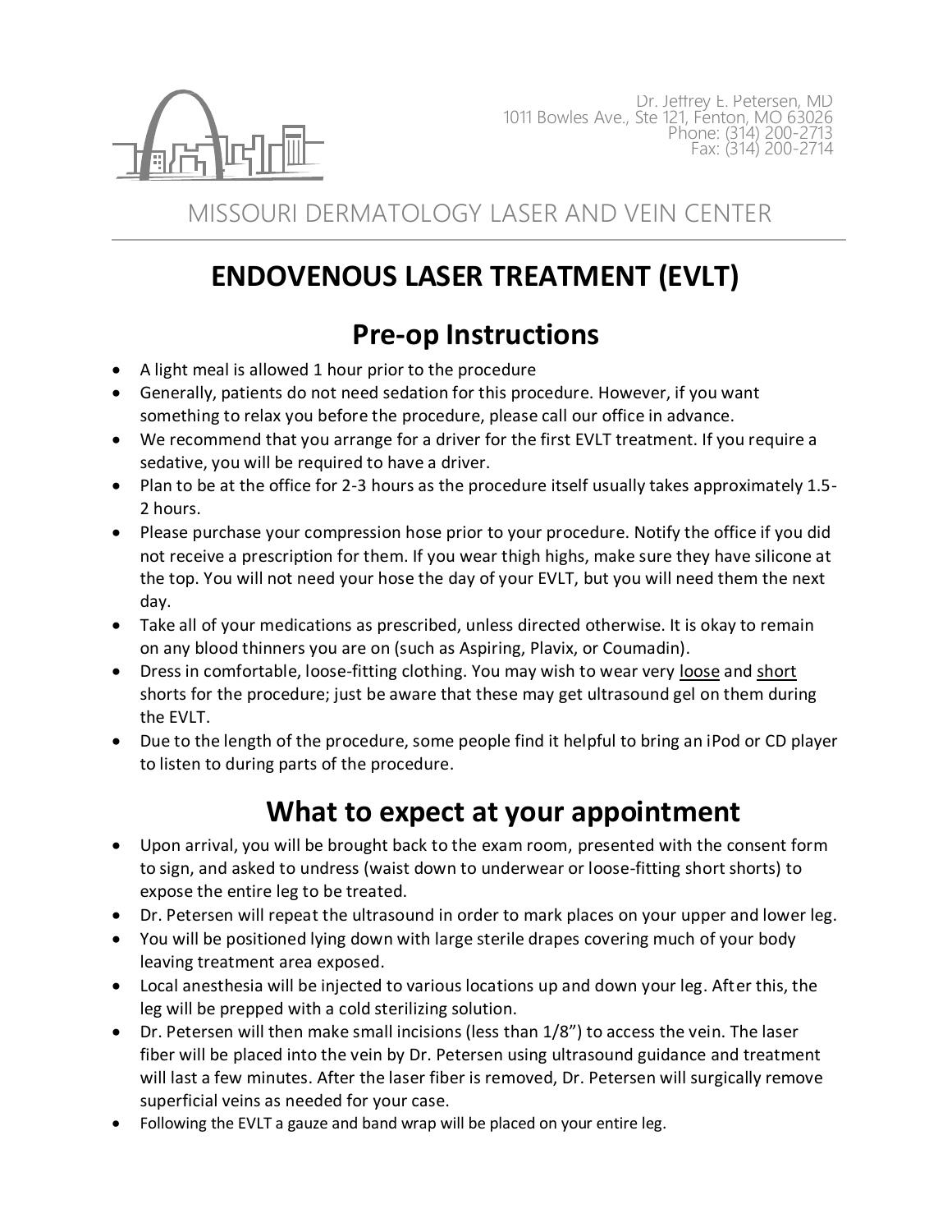Dr. Jeffrey E. Petersen, MD
1011 Bowles Ave., Ste 121, Fenton, MO 63026
Phone: (314) 200-2713
Fax: (314) 200-2714

MISSOURI DERMATOLOGY LASER AND VEIN CENTER

# ENDOVENOUS LASER TREATMENT (EVLT)

## Pre-op Instructions

- A light meal is allowed 1 hour prior to the procedure
- Generally, patients do not need sedation for this procedure. However, if you want something to relax you before the procedure, please call our office in advance.
- We recommend that you arrange for a driver for the first EVLT treatment. If you require a sedative, you will be required to have a driver.
- Plan to be at the office for 2-3 hours as the procedure itself usually takes approximately 1.5-2 hours.
- Please purchase your compression hose prior to your procedure. Notify the office if you did not receive a prescription for them. If you wear thigh highs, make sure they have silicone at the top. You will not need your hose the day of your EVLT, but you will need them the next day.
- Take all of your medications as prescribed, unless directed otherwise. It is okay to remain on any blood thinners you are on (such as Aspiring, Plavix, or Coumadin).
- Dress in comfortable, loose-fitting clothing. You may wish to wear very <u>loose</u> and <u>short</u> shorts for the procedure; just be aware that these may get ultrasound gel on them during the EVLT.
- Due to the length of the procedure, some people find it helpful to bring an iPod or CD player to listen to during parts of the procedure.

## What to expect at your appointment

- Upon arrival, you will be brought back to the exam room, presented with the consent form to sign, and asked to undress (waist down to underwear or loose-fitting short shorts) to expose the entire leg to be treated.
- Dr. Petersen will repeat the ultrasound in order to mark places on your upper and lower leg.
- You will be positioned lying down with large sterile drapes covering much of your body leaving treatment area exposed.
- Local anesthesia will be injected to various locations up and down your leg. After this, the leg will be prepped with a cold sterilizing solution.
- Dr. Petersen will then make small incisions (less than 1/8") to access the vein. The laser fiber will be placed into the vein by Dr. Petersen using ultrasound guidance and treatment will last a few minutes. After the laser fiber is removed, Dr. Petersen will surgically remove superficial veins as needed for your case.
- Following the EVLT a gauze and band wrap will be placed on your entire leg.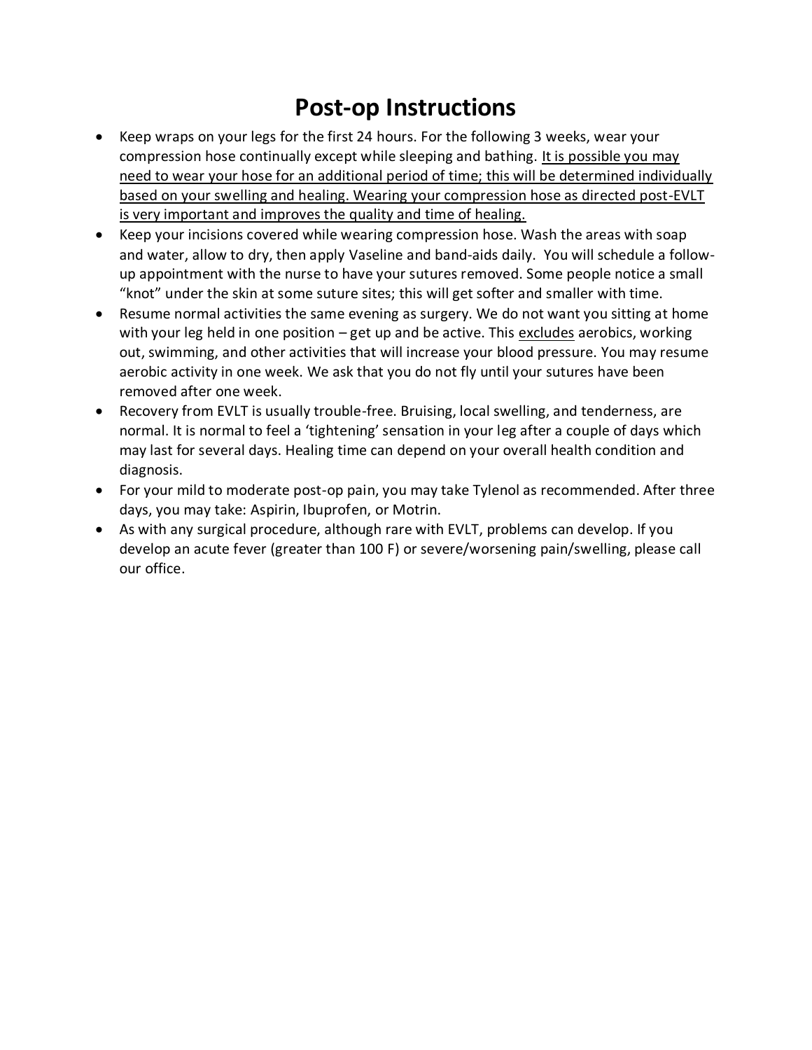# Post-op Instructions

- Keep wraps on your legs for the first 24 hours. For the following 3 weeks, wear your compression hose continually except while sleeping and bathing. <u>It is possible you may need to wear your hose for an additional period of time; this will be determined individually based on your swelling and healing. Wearing your compression hose as directed post-EVLT is very important and improves the quality and time of healing.</u>
- Keep your incisions covered while wearing compression hose. Wash the areas with soap and water, allow to dry, then apply Vaseline and band-aids daily. You will schedule a follow-up appointment with the nurse to have your sutures removed. Some people notice a small "knot" under the skin at some suture sites; this will get softer and smaller with time.
- Resume normal activities the same evening as surgery. We do not want you sitting at home with your leg held in one position – get up and be active. This <u>excludes</u> aerobics, working out, swimming, and other activities that will increase your blood pressure. You may resume aerobic activity in one week. We ask that you do not fly until your sutures have been removed after one week.
- Recovery from EVLT is usually trouble-free. Bruising, local swelling, and tenderness, are normal. It is normal to feel a 'tightening' sensation in your leg after a couple of days which may last for several days. Healing time can depend on your overall health condition and diagnosis.
- For your mild to moderate post-op pain, you may take Tylenol as recommended. After three days, you may take: Aspirin, Ibuprofen, or Motrin.
- As with any surgical procedure, although rare with EVLT, problems can develop. If you develop an acute fever (greater than 100 F) or severe/worsening pain/swelling, please call our office.